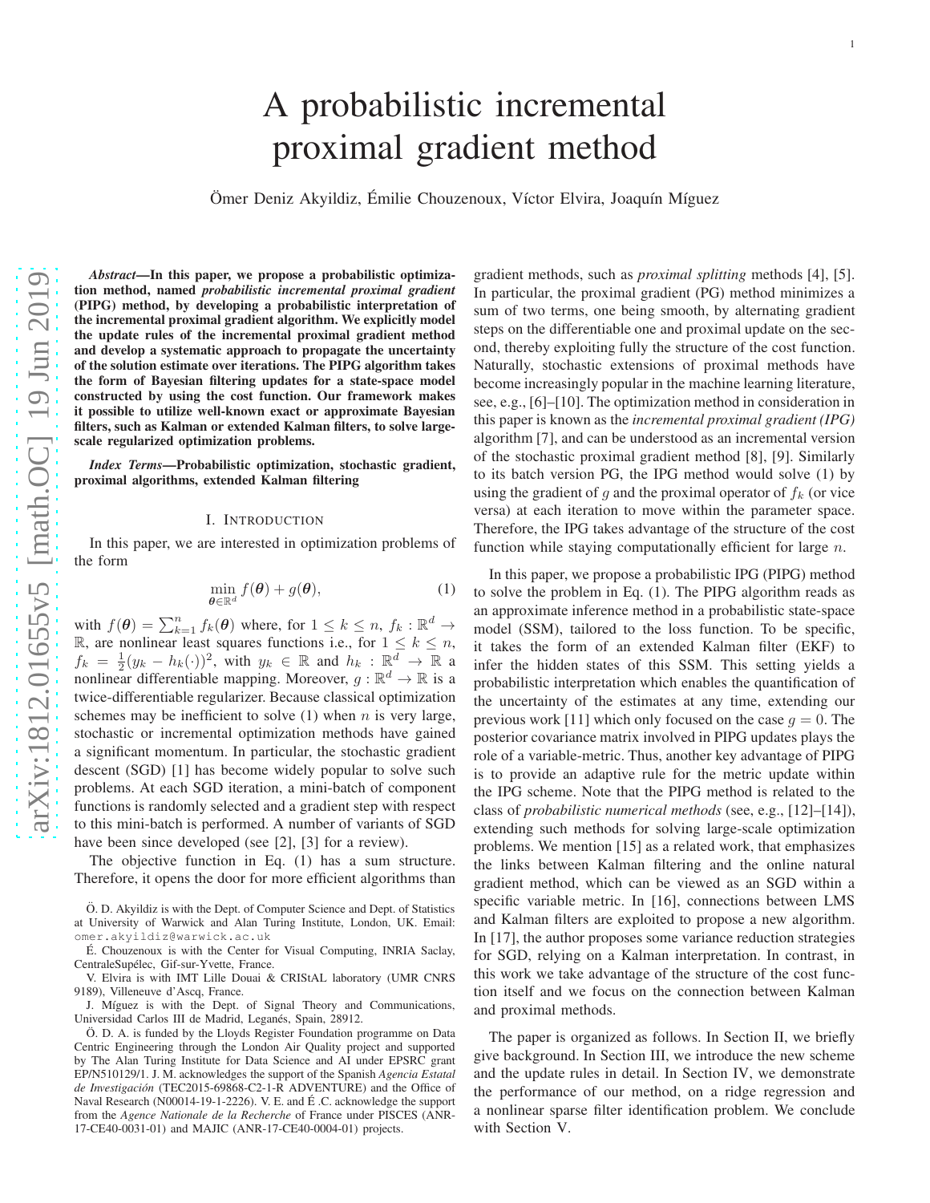# A probabilistic incremental proximal gradient method

Ömer Deniz Akyildiz, Émilie Chouzenoux, Víctor Elvira, Joaquín Míguez

***Abstract*—In this paper, we propose a probabilistic optimization method, named *probabilistic incremental proximal gradient* (PIPG) method, by developing a probabilistic interpretation of the incremental proximal gradient algorithm. We explicitly model the update rules of the incremental proximal gradient method and develop a systematic approach to propagate the uncertainty of the solution estimate over iterations. The PIPG algorithm takes the form of Bayesian filtering updates for a state-space model constructed by using the cost function. Our framework makes it possible to utilize well-known exact or approximate Bayesian filters, such as Kalman or extended Kalman filters, to solve large-scale regularized optimization problems.**

***Index Terms*—Probabilistic optimization, stochastic gradient, proximal algorithms, extended Kalman filtering**

## I. Introduction

In this paper, we are interested in optimization problems of the form

$$\min_{\boldsymbol{\theta} \in \mathbb{R}^d} f(\boldsymbol{\theta}) + g(\boldsymbol{\theta}), \tag{1}$$

with $f(\boldsymbol{\theta}) = \sum_{k=1}^n f_k(\boldsymbol{\theta})$ where, for $1 \leq k \leq n$, $f_k : \mathbb{R}^d \to \mathbb{R}$, are nonlinear least squares functions i.e., for $1 \leq k \leq n$, $f_k = \frac{1}{2}(y_k - h_k(\cdot))^2$, with $y_k \in \mathbb{R}$ and $h_k : \mathbb{R}^d \to \mathbb{R}$ a nonlinear differentiable mapping. Moreover, $g : \mathbb{R}^d \to \mathbb{R}$ is a twice-differentiable regularizer. Because classical optimization schemes may be inefficient to solve (1) when $n$ is very large, stochastic or incremental optimization methods have gained a significant momentum. In particular, the stochastic gradient descent (SGD) [1] has become widely popular to solve such problems. At each SGD iteration, a mini-batch of component functions is randomly selected and a gradient step with respect to this mini-batch is performed. A number of variants of SGD have been since developed (see [2], [3] for a review).

The objective function in Eq. (1) has a sum structure. Therefore, it opens the door for more efficient algorithms than gradient methods, such as *proximal splitting* methods [4], [5]. In particular, the proximal gradient (PG) method minimizes a sum of two terms, one being smooth, by alternating gradient steps on the differentiable one and proximal update on the second, thereby exploiting fully the structure of the cost function. Naturally, stochastic extensions of proximal methods have become increasingly popular in the machine learning literature, see, e.g., [6]–[10]. The optimization method in consideration in this paper is known as the *incremental proximal gradient (IPG)* algorithm [7], and can be understood as an incremental version of the stochastic proximal gradient method [8], [9]. Similarly to its batch version PG, the IPG method would solve (1) by using the gradient of $g$ and the proximal operator of $f_k$ (or vice versa) at each iteration to move within the parameter space. Therefore, the IPG takes advantage of the structure of the cost function while staying computationally efficient for large $n$.

In this paper, we propose a probabilistic IPG (PIPG) method to solve the problem in Eq. (1). The PIPG algorithm reads as an approximate inference method in a probabilistic state-space model (SSM), tailored to the loss function. To be specific, it takes the form of an extended Kalman filter (EKF) to infer the hidden states of this SSM. This setting yields a probabilistic interpretation which enables the quantification of the uncertainty of the estimates at any time, extending our previous work [11] which only focused on the case $g = 0$. The posterior covariance matrix involved in PIPG updates plays the role of a variable-metric. Thus, another key advantage of PIPG is to provide an adaptive rule for the metric update within the IPG scheme. Note that the PIPG method is related to the class of *probabilistic numerical methods* (see, e.g., [12]–[14]), extending such methods for solving large-scale optimization problems. We mention [15] as a related work, that emphasizes the links between Kalman filtering and the online natural gradient method, which can be viewed as an SGD within a specific variable metric. In [16], connections between LMS and Kalman filters are exploited to propose a new algorithm. In [17], the author proposes some variance reduction strategies for SGD, relying on a Kalman interpretation. In contrast, in this work we take advantage of the structure of the cost function itself and we focus on the connection between Kalman and proximal methods.

The paper is organized as follows. In Section II, we briefly give background. In Section III, we introduce the new scheme and the update rules in detail. In Section IV, we demonstrate the performance of our method, on a ridge regression and a nonlinear sparse filter identification problem. We conclude with Section V.

---

Ö. D. Akyildiz is with the Dept. of Computer Science and Dept. of Statistics at University of Warwick and Alan Turing Institute, London, UK. Email: omer.akyildiz@warwick.ac.uk

É. Chouzenoux is with the Center for Visual Computing, INRIA Saclay, CentraleSupélec, Gif-sur-Yvette, France.

V. Elvira is with IMT Lille Douai & CRIStAL laboratory (UMR CNRS 9189), Villeneuve d'Ascq, France.

J. Míguez is with the Dept. of Signal Theory and Communications, Universidad Carlos III de Madrid, Leganés, Spain, 28912.

Ö. D. A. is funded by the Lloyds Register Foundation programme on Data Centric Engineering through the London Air Quality project and supported by The Alan Turing Institute for Data Science and AI under EPSRC grant EP/N510129/1. J. M. acknowledges the support of the Spanish *Agencia Estatal de Investigación* (TEC2015-69868-C2-1-R ADVENTURE) and the Office of Naval Research (N00014-19-1-2226). V. E. and É .C. acknowledge the support from the *Agence Nationale de la Recherche* of France under PISCES (ANR-17-CE40-0031-01) and MAJIC (ANR-17-CE40-0004-01) projects.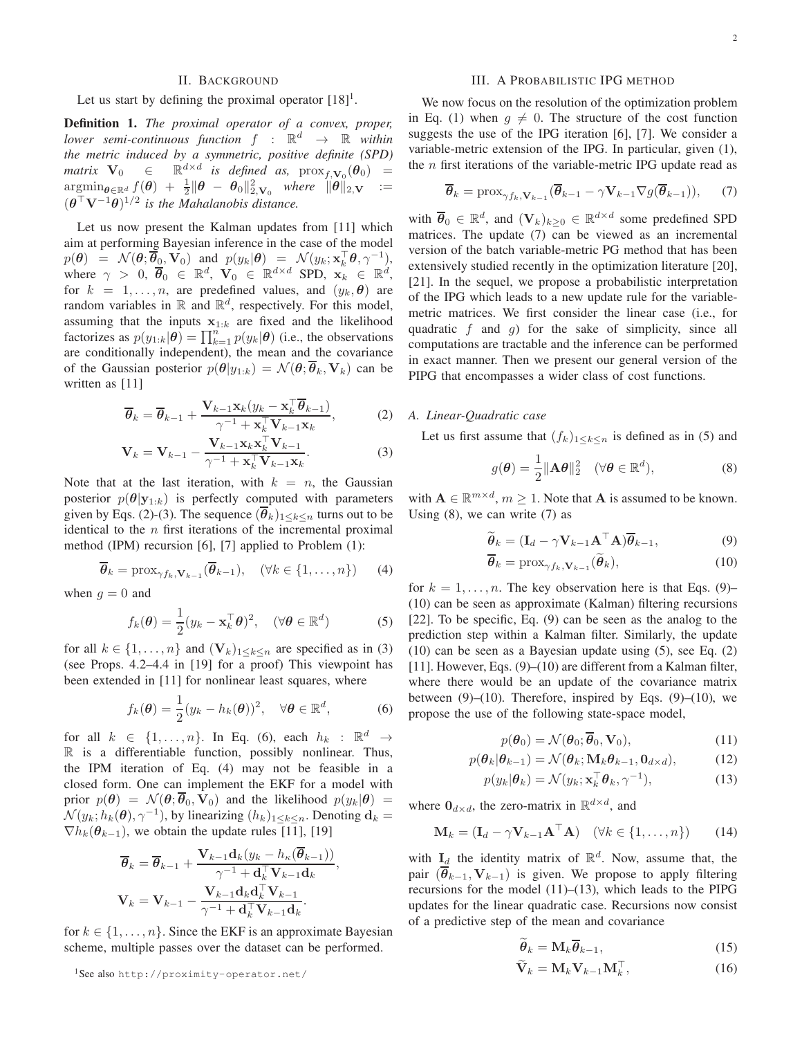## II. Background

Let us start by defining the proximal operator [18][1].

**Definition 1.** *The proximal operator of a convex, proper, lower semi-continuous function $f : \mathbb{R}^d \to \mathbb{R}$ within the metric induced by a symmetric, positive definite (SPD) matrix $\mathbf{V}_0 \in \mathbb{R}^{d\times d}$ is defined as,* $\mathrm{prox}_{f,\mathbf{V}_0}(\boldsymbol{\theta}_0) = \mathrm{argmin}_{\boldsymbol{\theta}\in\mathbb{R}^d} f(\boldsymbol{\theta}) + \frac{1}{2}\|\boldsymbol{\theta} - \boldsymbol{\theta}_0\|^2_{2,\mathbf{V}_0}$ *where* $\|\boldsymbol{\theta}\|_{2,\mathbf{V}} := (\boldsymbol{\theta}^\top \mathbf{V}^{-1}\boldsymbol{\theta})^{1/2}$ *is the Mahalanobis distance.*

Let us now present the Kalman updates from [11] which aim at performing Bayesian inference in the case of the model $p(\boldsymbol{\theta}) = \mathcal{N}(\boldsymbol{\theta}; \overline{\boldsymbol{\theta}}_0, \mathbf{V}_0)$ and $p(y_k|\boldsymbol{\theta}) = \mathcal{N}(y_k; \mathbf{x}_k^\top\boldsymbol{\theta}, \gamma^{-1})$, where $\gamma > 0$, $\overline{\boldsymbol{\theta}}_0 \in \mathbb{R}^d$, $\mathbf{V}_0 \in \mathbb{R}^{d\times d}$ SPD, $\mathbf{x}_k \in \mathbb{R}^d$, for $k = 1, \ldots, n$, are predefined values, and $(y_k, \boldsymbol{\theta})$ are random variables in $\mathbb{R}$ and $\mathbb{R}^d$, respectively. For this model, assuming that the inputs $\mathbf{x}_{1:k}$ are fixed and the likelihood factorizes as $p(y_{1:k}|\boldsymbol{\theta}) = \prod_{k=1}^n p(y_k|\boldsymbol{\theta})$ (i.e., the observations are conditionally independent), the mean and the covariance of the Gaussian posterior $p(\boldsymbol{\theta}|y_{1:k}) = \mathcal{N}(\boldsymbol{\theta}; \overline{\boldsymbol{\theta}}_k, \mathbf{V}_k)$ can be written as [11]

$$\overline{\boldsymbol{\theta}}_k = \overline{\boldsymbol{\theta}}_{k-1} + \frac{\mathbf{V}_{k-1}\mathbf{x}_k(y_k - \mathbf{x}_k^\top\overline{\boldsymbol{\theta}}_{k-1})}{\gamma^{-1} + \mathbf{x}_k^\top\mathbf{V}_{k-1}\mathbf{x}_k}, \tag{2}$$

$$\mathbf{V}_k = \mathbf{V}_{k-1} - \frac{\mathbf{V}_{k-1}\mathbf{x}_k\mathbf{x}_k^\top\mathbf{V}_{k-1}}{\gamma^{-1} + \mathbf{x}_k^\top\mathbf{V}_{k-1}\mathbf{x}_k}. \tag{3}$$

Note that at the last iteration, with $k = n$, the Gaussian posterior $p(\boldsymbol{\theta}|\mathbf{y}_{1:k})$ is perfectly computed with parameters given by Eqs. (2)-(3). The sequence $(\overline{\boldsymbol{\theta}}_k)_{1\le k\le n}$ turns out to be identical to the $n$ first iterations of the incremental proximal method (IPM) recursion [6], [7] applied to Problem (1):

$$\overline{\boldsymbol{\theta}}_k = \mathrm{prox}_{\gamma f_k, \mathbf{V}_{k-1}}(\overline{\boldsymbol{\theta}}_{k-1}), \quad (\forall k \in \{1,\ldots,n\}) \tag{4}$$

when $g = 0$ and

$$f_k(\boldsymbol{\theta}) = \frac{1}{2}(y_k - \mathbf{x}_k^\top\boldsymbol{\theta})^2, \quad (\forall \boldsymbol{\theta} \in \mathbb{R}^d) \tag{5}$$

for all $k \in \{1,\ldots,n\}$ and $(\mathbf{V}_k)_{1\le k\le n}$ are specified as in (3) (see Props. 4.2–4.4 in [19] for a proof) This viewpoint has been extended in [11] for nonlinear least squares, where

$$f_k(\boldsymbol{\theta}) = \frac{1}{2}(y_k - h_k(\boldsymbol{\theta}))^2, \quad \forall \boldsymbol{\theta} \in \mathbb{R}^d, \tag{6}$$

for all $k \in \{1,\ldots,n\}$. In Eq. (6), each $h_k : \mathbb{R}^d \to \mathbb{R}$ is a differentiable function, possibly nonlinear. Thus, the IPM iteration of Eq. (4) may not be feasible in a closed form. One can implement the EKF for a model with prior $p(\boldsymbol{\theta}) = \mathcal{N}(\boldsymbol{\theta}; \overline{\boldsymbol{\theta}}_0, \mathbf{V}_0)$ and the likelihood $p(y_k|\boldsymbol{\theta}) = \mathcal{N}(y_k; h_k(\boldsymbol{\theta}), \gamma^{-1})$, by linearizing $(h_k)_{1\le k\le n}$. Denoting $\mathbf{d}_k = \nabla h_k(\boldsymbol{\theta}_{k-1})$, we obtain the update rules [11], [19]

$$\overline{\boldsymbol{\theta}}_k = \overline{\boldsymbol{\theta}}_{k-1} + \frac{\mathbf{V}_{k-1}\mathbf{d}_k(y_k - h_\kappa(\overline{\boldsymbol{\theta}}_{k-1}))}{\gamma^{-1} + \mathbf{d}_k^\top\mathbf{V}_{k-1}\mathbf{d}_k},$$
$$\mathbf{V}_k = \mathbf{V}_{k-1} - \frac{\mathbf{V}_{k-1}\mathbf{d}_k\mathbf{d}_k^\top\mathbf{V}_{k-1}}{\gamma^{-1} + \mathbf{d}_k^\top\mathbf{V}_{k-1}\mathbf{d}_k}.$$

for $k \in \{1,\ldots,n\}$. Since the EKF is an approximate Bayesian scheme, multiple passes over the dataset can be performed.

[1] See also http://proximity-operator.net/

## III. A Probabilistic IPG Method

We now focus on the resolution of the optimization problem in Eq. (1) when $g \neq 0$. The structure of the cost function suggests the use of the IPG iteration [6], [7]. We consider a variable-metric extension of the IPG. In particular, given (1), the $n$ first iterations of the variable-metric IPG update read as

$$\overline{\boldsymbol{\theta}}_k = \mathrm{prox}_{\gamma f_k, \mathbf{V}_{k-1}}(\overline{\boldsymbol{\theta}}_{k-1} - \gamma\mathbf{V}_{k-1}\nabla g(\overline{\boldsymbol{\theta}}_{k-1})), \tag{7}$$

with $\overline{\boldsymbol{\theta}}_0 \in \mathbb{R}^d$, and $(\mathbf{V}_k)_{k\ge 0} \in \mathbb{R}^{d\times d}$ some predefined SPD matrices. The update (7) can be viewed as an incremental version of the batch variable-metric PG method that has been extensively studied recently in the optimization literature [20], [21]. In the sequel, we propose a probabilistic interpretation of the IPG which leads to a new update rule for the variable-metric matrices. We first consider the linear case (i.e., for quadratic $f$ and $g$) for the sake of simplicity, since all computations are tractable and the inference can be performed in exact manner. Then we present our general version of the PIPG that encompasses a wider class of cost functions.

### A. Linear-Quadratic case

Let us first assume that $(f_k)_{1\le k\le n}$ is defined as in (5) and

$$g(\boldsymbol{\theta}) = \frac{1}{2}\|\mathbf{A}\boldsymbol{\theta}\|_2^2 \quad (\forall \boldsymbol{\theta} \in \mathbb{R}^d), \tag{8}$$

with $\mathbf{A} \in \mathbb{R}^{m\times d}$, $m \ge 1$. Note that $\mathbf{A}$ is assumed to be known. Using (8), we can write (7) as

$$\widetilde{\boldsymbol{\theta}}_k = (\mathbf{I}_d - \gamma\mathbf{V}_{k-1}\mathbf{A}^\top\mathbf{A})\overline{\boldsymbol{\theta}}_{k-1}, \tag{9}$$

$$\overline{\boldsymbol{\theta}}_k = \mathrm{prox}_{\gamma f_k, \mathbf{V}_{k-1}}(\widetilde{\boldsymbol{\theta}}_k), \tag{10}$$

for $k = 1,\ldots,n$. The key observation here is that Eqs. (9)–(10) can be seen as approximate (Kalman) filtering recursions [22]. To be specific, Eq. (9) can be seen as the analog to the prediction step within a Kalman filter. Similarly, the update (10) can be seen as a Bayesian update using (5), see Eq. (2) [11]. However, Eqs. (9)–(10) are different from a Kalman filter, where there would be an update of the covariance matrix between (9)–(10). Therefore, inspired by Eqs. (9)–(10), we propose the use of the following state-space model,

$$p(\boldsymbol{\theta}_0) = \mathcal{N}(\boldsymbol{\theta}_0; \overline{\boldsymbol{\theta}}_0, \mathbf{V}_0), \tag{11}$$

$$p(\boldsymbol{\theta}_k|\boldsymbol{\theta}_{k-1}) = \mathcal{N}(\boldsymbol{\theta}_k; \mathbf{M}_k\boldsymbol{\theta}_{k-1}, \mathbf{0}_{d\times d}), \tag{12}$$

$$p(y_k|\boldsymbol{\theta}_k) = \mathcal{N}(y_k; \mathbf{x}_k^\top\boldsymbol{\theta}_k, \gamma^{-1}), \tag{13}$$

where $\mathbf{0}_{d\times d}$, the zero-matrix in $\mathbb{R}^{d\times d}$, and

$$\mathbf{M}_k = (\mathbf{I}_d - \gamma\mathbf{V}_{k-1}\mathbf{A}^\top\mathbf{A}) \quad (\forall k \in \{1,\ldots,n\}) \tag{14}$$

with $\mathbf{I}_d$ the identity matrix of $\mathbb{R}^d$. Now, assume that, the pair $(\overline{\boldsymbol{\theta}}_{k-1}, \mathbf{V}_{k-1})$ is given. We propose to apply filtering recursions for the model (11)–(13), which leads to the PIPG updates for the linear quadratic case. Recursions now consist of a predictive step of the mean and covariance

$$\widetilde{\boldsymbol{\theta}}_k = \mathbf{M}_k\overline{\boldsymbol{\theta}}_{k-1}, \tag{15}$$

$$\widetilde{\mathbf{V}}_k = \mathbf{M}_k\mathbf{V}_{k-1}\mathbf{M}_k^\top, \tag{16}$$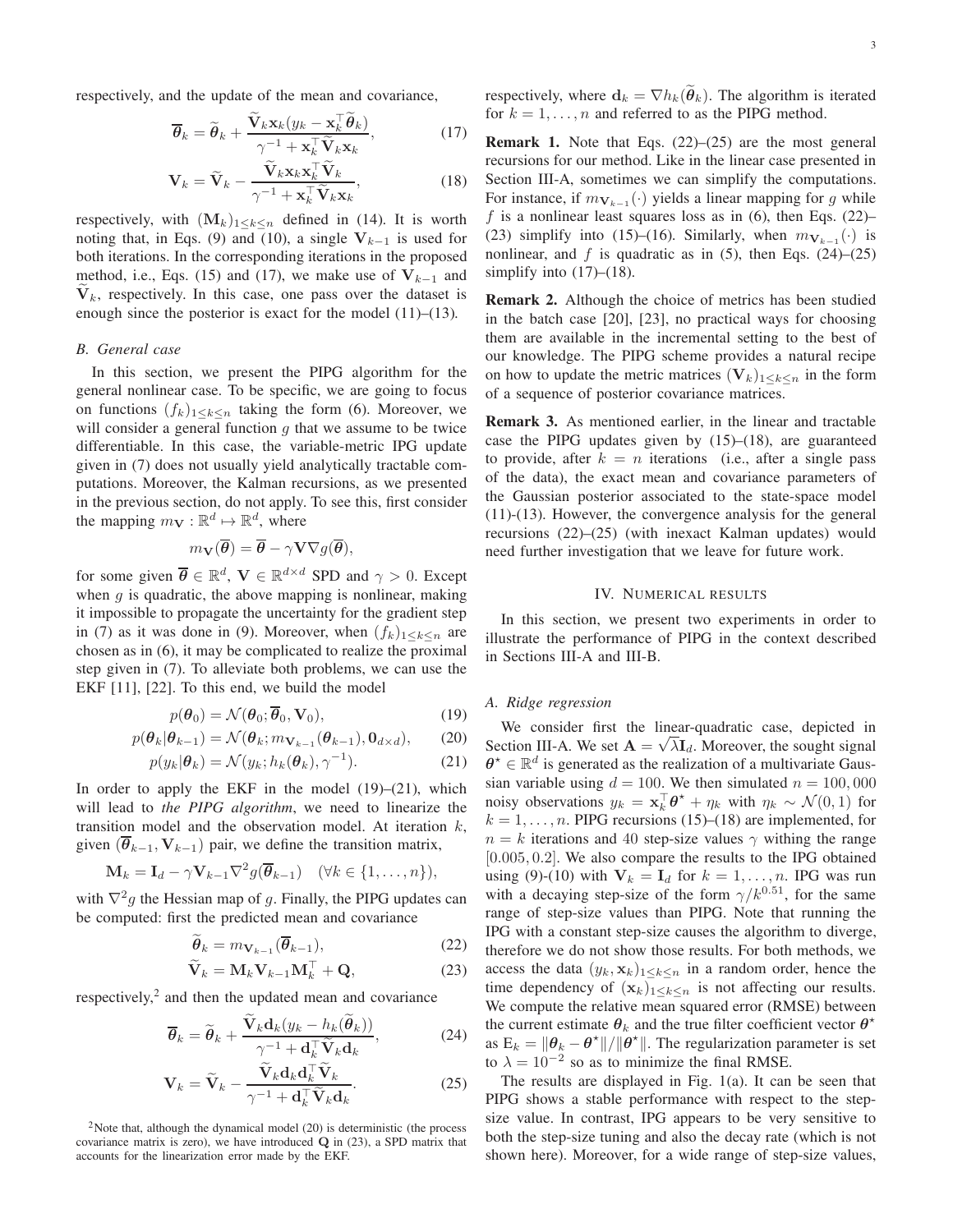respectively, and the update of the mean and covariance,

$$\overline{\boldsymbol{\theta}}_k = \widetilde{\boldsymbol{\theta}}_k + \frac{\widetilde{\mathbf{V}}_k \mathbf{x}_k (y_k - \mathbf{x}_k^\top \widetilde{\boldsymbol{\theta}}_k)}{\gamma^{-1} + \mathbf{x}_k^\top \widetilde{\mathbf{V}}_k \mathbf{x}_k}, \tag{17}$$

$$\mathbf{V}_k = \widetilde{\mathbf{V}}_k - \frac{\widetilde{\mathbf{V}}_k \mathbf{x}_k \mathbf{x}_k^\top \widetilde{\mathbf{V}}_k}{\gamma^{-1} + \mathbf{x}_k^\top \widetilde{\mathbf{V}}_k \mathbf{x}_k}, \tag{18}$$

respectively, with $(\mathbf{M}_k)_{1\le k\le n}$ defined in (14). It is worth noting that, in Eqs. (9) and (10), a single $\mathbf{V}_{k-1}$ is used for both iterations. In the corresponding iterations in the proposed method, i.e., Eqs. (15) and (17), we make use of $\mathbf{V}_{k-1}$ and $\widetilde{\mathbf{V}}_k$, respectively. In this case, one pass over the dataset is enough since the posterior is exact for the model (11)–(13).

### B. General case

In this section, we present the PIPG algorithm for the general nonlinear case. To be specific, we are going to focus on functions $(f_k)_{1\le k\le n}$ taking the form (6). Moreover, we will consider a general function $g$ that we assume to be twice differentiable. In this case, the variable-metric IPG update given in (7) does not usually yield analytically tractable computations. Moreover, the Kalman recursions, as we presented in the previous section, do not apply. To see this, first consider the mapping $m_{\mathbf{V}} : \mathbb{R}^d \mapsto \mathbb{R}^d$, where

$$m_{\mathbf{V}}(\overline{\boldsymbol{\theta}}) = \overline{\boldsymbol{\theta}} - \gamma \mathbf{V} \nabla g(\overline{\boldsymbol{\theta}}),$$

for some given $\overline{\boldsymbol{\theta}} \in \mathbb{R}^d$, $\mathbf{V} \in \mathbb{R}^{d\times d}$ SPD and $\gamma > 0$. Except when $g$ is quadratic, the above mapping is nonlinear, making it impossible to propagate the uncertainty for the gradient step in (7) as it was done in (9). Moreover, when $(f_k)_{1\le k\le n}$ are chosen as in (6), it may be complicated to realize the proximal step given in (7). To alleviate both problems, we can use the EKF [11], [22]. To this end, we build the model

$$p(\boldsymbol{\theta}_0) = \mathcal{N}(\boldsymbol{\theta}_0; \overline{\boldsymbol{\theta}}_0, \mathbf{V}_0), \tag{19}$$

$$p(\boldsymbol{\theta}_k|\boldsymbol{\theta}_{k-1}) = \mathcal{N}(\boldsymbol{\theta}_k; m_{\mathbf{V}_{k-1}}(\boldsymbol{\theta}_{k-1}), \mathbf{0}_{d\times d}), \tag{20}$$

$$p(y_k|\boldsymbol{\theta}_k) = \mathcal{N}(y_k; h_k(\boldsymbol{\theta}_k), \gamma^{-1}). \tag{21}$$

In order to apply the EKF in the model (19)–(21), which will lead to *the PIPG algorithm*, we need to linearize the transition model and the observation model. At iteration $k$, given $(\overline{\boldsymbol{\theta}}_{k-1}, \mathbf{V}_{k-1})$ pair, we define the transition matrix,

$$\mathbf{M}_k = \mathbf{I}_d - \gamma \mathbf{V}_{k-1} \nabla^2 g(\overline{\boldsymbol{\theta}}_{k-1}) \quad (\forall k \in \{1,\ldots,n\}),$$

with $\nabla^2 g$ the Hessian map of $g$. Finally, the PIPG updates can be computed: first the predicted mean and covariance

$$\widetilde{\boldsymbol{\theta}}_k = m_{\mathbf{V}_{k-1}}(\overline{\boldsymbol{\theta}}_{k-1}), \tag{22}$$

$$\widetilde{\mathbf{V}}_k = \mathbf{M}_k \mathbf{V}_{k-1} \mathbf{M}_k^\top + \mathbf{Q}, \tag{23}$$

respectively,[2] and then the updated mean and covariance

$$\overline{\boldsymbol{\theta}}_k = \widetilde{\boldsymbol{\theta}}_k + \frac{\widetilde{\mathbf{V}}_k \mathbf{d}_k (y_k - h_k(\widetilde{\boldsymbol{\theta}}_k))}{\gamma^{-1} + \mathbf{d}_k^\top \widetilde{\mathbf{V}}_k \mathbf{d}_k}, \tag{24}$$

$$\mathbf{V}_k = \widetilde{\mathbf{V}}_k - \frac{\widetilde{\mathbf{V}}_k \mathbf{d}_k \mathbf{d}_k^\top \widetilde{\mathbf{V}}_k}{\gamma^{-1} + \mathbf{d}_k^\top \widetilde{\mathbf{V}}_k \mathbf{d}_k}. \tag{25}$$

[2] Note that, although the dynamical model (20) is deterministic (the process covariance matrix is zero), we have introduced $\mathbf{Q}$ in (23), a SPD matrix that accounts for the linearization error made by the EKF.

respectively, where $\mathbf{d}_k = \nabla h_k(\widetilde{\boldsymbol{\theta}}_k)$. The algorithm is iterated for $k = 1,\ldots,n$ and referred to as the PIPG method.

**Remark 1.** Note that Eqs. (22)–(25) are the most general recursions for our method. Like in the linear case presented in Section III-A, sometimes we can simplify the computations. For instance, if $m_{\mathbf{V}_{k-1}}(\cdot)$ yields a linear mapping for $g$ while $f$ is a nonlinear least squares loss as in (6), then Eqs. (22)–(23) simplify into (15)–(16). Similarly, when $m_{\mathbf{V}_{k-1}}(\cdot)$ is nonlinear, and $f$ is quadratic as in (5), then Eqs. (24)–(25) simplify into (17)–(18).

**Remark 2.** Although the choice of metrics has been studied in the batch case [20], [23], no practical ways for choosing them are available in the incremental setting to the best of our knowledge. The PIPG scheme provides a natural recipe on how to update the metric matrices $(\mathbf{V}_k)_{1\le k\le n}$ in the form of a sequence of posterior covariance matrices.

**Remark 3.** As mentioned earlier, in the linear and tractable case the PIPG updates given by (15)–(18), are guaranteed to provide, after $k = n$ iterations (i.e., after a single pass of the data), the exact mean and covariance parameters of the Gaussian posterior associated to the state-space model (11)-(13). However, the convergence analysis for the general recursions (22)–(25) (with inexact Kalman updates) would need further investigation that we leave for future work.

## IV. Numerical results

In this section, we present two experiments in order to illustrate the performance of PIPG in the context described in Sections III-A and III-B.

### A. Ridge regression

We consider first the linear-quadratic case, depicted in Section III-A. We set $\mathbf{A} = \sqrt{\lambda}\mathbf{I}_d$. Moreover, the sought signal $\boldsymbol{\theta}^\star \in \mathbb{R}^d$ is generated as the realization of a multivariate Gaussian variable using $d = 100$. We then simulated $n = 100,000$ noisy observations $y_k = \mathbf{x}_k^\top \boldsymbol{\theta}^\star + \eta_k$ with $\eta_k \sim \mathcal{N}(0,1)$ for $k = 1,\ldots,n$. PIPG recursions (15)–(18) are implemented, for $n = k$ iterations and 40 step-size values $\gamma$ withing the range $[0.005, 0.2]$. We also compare the results to the IPG obtained using (9)-(10) with $\mathbf{V}_k = \mathbf{I}_d$ for $k = 1,\ldots,n$. IPG was run with a decaying step-size of the form $\gamma/k^{0.51}$, for the same range of step-size values than PIPG. Note that running the IPG with a constant step-size causes the algorithm to diverge, therefore we do not show those results. For both methods, we access the data $(y_k, \mathbf{x}_k)_{1\le k\le n}$ in a random order, hence the time dependency of $(\mathbf{x}_k)_{1\le k\le n}$ is not affecting our results. We compute the relative mean squared error (RMSE) between the current estimate $\boldsymbol{\theta}_k$ and the true filter coefficient vector $\boldsymbol{\theta}^\star$ as $\mathrm{E}_k = \|\boldsymbol{\theta}_k - \boldsymbol{\theta}^\star\|/\|\boldsymbol{\theta}^\star\|$. The regularization parameter is set to $\lambda = 10^{-2}$ so as to minimize the final RMSE.

The results are displayed in Fig. 1(a). It can be seen that PIPG shows a stable performance with respect to the step-size value. In contrast, IPG appears to be very sensitive to both the step-size tuning and also the decay rate (which is not shown here). Moreover, for a wide range of step-size values,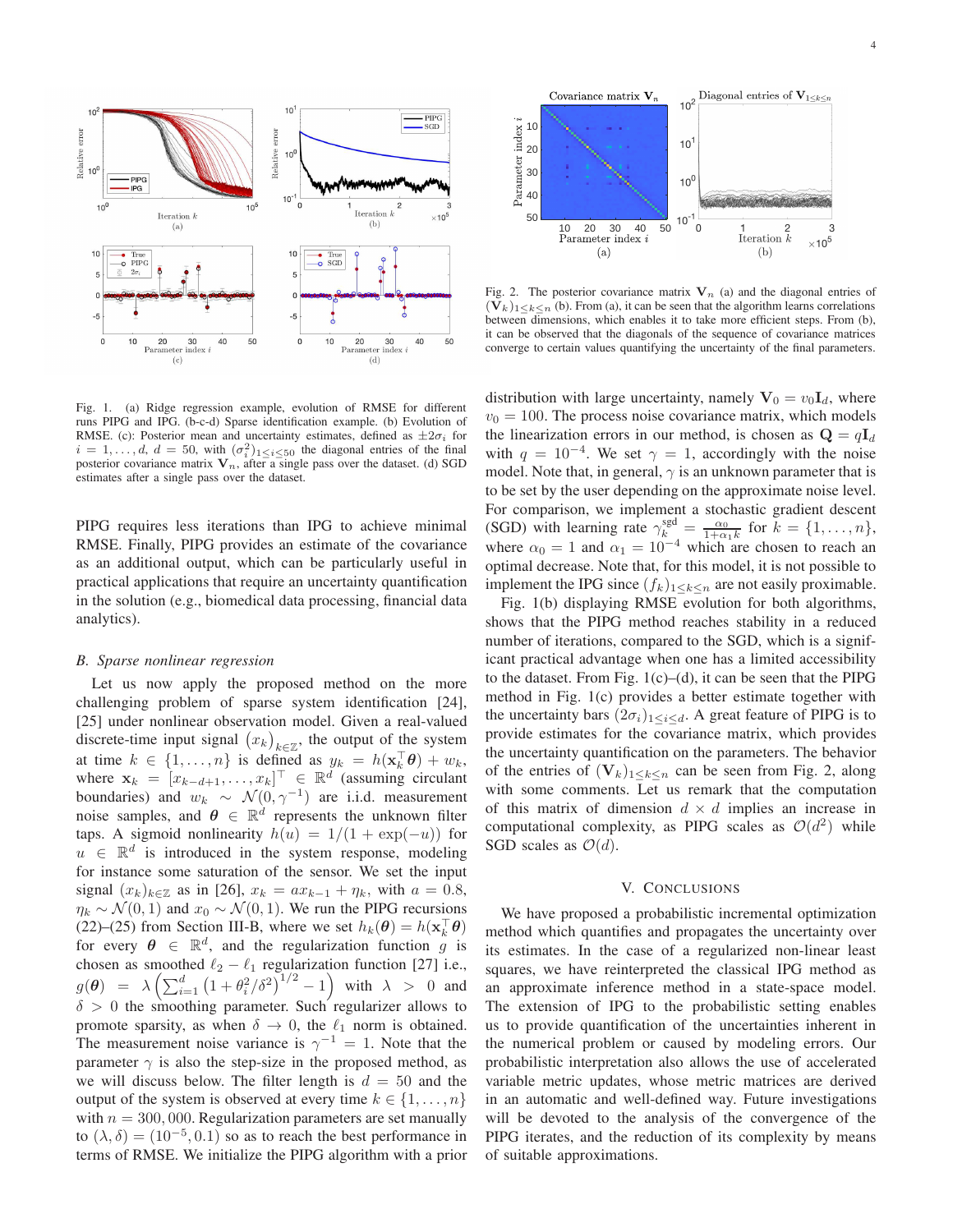Fig. 1. (a) Ridge regression example, evolution of RMSE for different runs PIPG and IPG. (b-c-d) Sparse identification example. (b) Evolution of RMSE. (c): Posterior mean and uncertainty estimates, defined as $\pm 2\sigma_i$ for $i = 1, \ldots, d$, $d = 50$, with $(\sigma_i^2)_{1 \leq i \leq 50}$ the diagonal entries of the final posterior covariance matrix $\mathbf{V}_n$, after a single pass over the dataset. (d) SGD estimates after a single pass over the dataset.

PIPG requires less iterations than IPG to achieve minimal RMSE. Finally, PIPG provides an estimate of the covariance as an additional output, which can be particularly useful in practical applications that require an uncertainty quantification in the solution (e.g., biomedical data processing, financial data analytics).

### *B. Sparse nonlinear regression*

Let us now apply the proposed method on the more challenging problem of sparse system identification [24], [25] under nonlinear observation model. Given a real-valued discrete-time input signal $(x_k)_{k \in \mathbb{Z}}$, the output of the system at time $k \in \{1, \ldots, n\}$ is defined as $y_k = h(\mathbf{x}_k^\top \boldsymbol{\theta}) + w_k$, where $\mathbf{x}_k = [x_{k-d+1}, \ldots, x_k]^\top \in \mathbb{R}^d$ (assuming circulant boundaries) and $w_k \sim \mathcal{N}(0, \gamma^{-1})$ are i.i.d. measurement noise samples, and $\boldsymbol{\theta} \in \mathbb{R}^d$ represents the unknown filter taps. A sigmoid nonlinearity $h(u) = 1/(1 + \exp(-u))$ for $u \in \mathbb{R}^d$ is introduced in the system response, modeling for instance some saturation of the sensor. We set the input signal $(x_k)_{k \in \mathbb{Z}}$ as in [26], $x_k = a x_{k-1} + \eta_k$, with $a = 0.8$, $\eta_k \sim \mathcal{N}(0, 1)$ and $x_0 \sim \mathcal{N}(0, 1)$. We run the PIPG recursions (22)–(25) from Section III-B, where we set $h_k(\boldsymbol{\theta}) = h(\mathbf{x}_k^\top \boldsymbol{\theta})$ for every $\boldsymbol{\theta} \in \mathbb{R}^d$, and the regularization function $g$ is chosen as smoothed $\ell_2 - \ell_1$ regularization function [27] i.e., $g(\boldsymbol{\theta}) = \lambda \left( \sum_{i=1}^d \left(1 + \theta_i^2/\delta^2\right)^{1/2} - 1 \right)$ with $\lambda > 0$ and $\delta > 0$ the smoothing parameter. Such regularizer allows to promote sparsity, as when $\delta \to 0$, the $\ell_1$ norm is obtained. The measurement noise variance is $\gamma^{-1} = 1$. Note that the parameter $\gamma$ is also the step-size in the proposed method, as we will discuss below. The filter length is $d = 50$ and the output of the system is observed at every time $k \in \{1, \ldots, n\}$ with $n = 300,000$. Regularization parameters are set manually to $(\lambda, \delta) = (10^{-5}, 0.1)$ so as to reach the best performance in terms of RMSE. We initialize the PIPG algorithm with a prior distribution with large uncertainty, namely $\mathbf{V}_0 = v_0 \mathbf{I}_d$, where $v_0 = 100$. The process noise covariance matrix, which models the linearization errors in our method, is chosen as $\mathbf{Q} = q\mathbf{I}_d$ with $q = 10^{-4}$. We set $\gamma = 1$, accordingly with the noise model. Note that, in general, $\gamma$ is an unknown parameter that is to be set by the user depending on the approximate noise level. For comparison, we implement a stochastic gradient descent (SGD) with learning rate $\gamma_k^{\text{sgd}} = \frac{\alpha_0}{1+\alpha_1 k}$ for $k = \{1, \ldots, n\}$, where $\alpha_0 = 1$ and $\alpha_1 = 10^{-4}$ which are chosen to reach an optimal decrease. Note that, for this model, it is not possible to implement the IPG since $(f_k)_{1 \leq k \leq n}$ are not easily proximable.

Fig. 2. The posterior covariance matrix $\mathbf{V}_n$ (a) and the diagonal entries of $(\mathbf{V}_k)_{1 \leq k \leq n}$ (b). From (a), it can be seen that the algorithm learns correlations between dimensions, which enables it to take more efficient steps. From (b), it can be observed that the diagonals of the sequence of covariance matrices converge to certain values quantifying the uncertainty of the final parameters.

Fig. 1(b) displaying RMSE evolution for both algorithms, shows that the PIPG method reaches stability in a reduced number of iterations, compared to the SGD, which is a significant practical advantage when one has a limited accessibility to the dataset. From Fig. 1(c)–(d), it can be seen that the PIPG method in Fig. 1(c) provides a better estimate together with the uncertainty bars $(2\sigma_i)_{1 \leq i \leq d}$. A great feature of PIPG is to provide estimates for the covariance matrix, which provides the uncertainty quantification on the parameters. The behavior of the entries of $(\mathbf{V}_k)_{1 \leq k \leq n}$ can be seen from Fig. 2, along with some comments. Let us remark that the computation of this matrix of dimension $d \times d$ implies an increase in computational complexity, as PIPG scales as $\mathcal{O}(d^2)$ while SGD scales as $\mathcal{O}(d)$.

## V. Conclusions

We have proposed a probabilistic incremental optimization method which quantifies and propagates the uncertainty over its estimates. In the case of a regularized non-linear least squares, we have reinterpreted the classical IPG method as an approximate inference method in a state-space model. The extension of IPG to the probabilistic setting enables us to provide quantification of the uncertainties inherent in the numerical problem or caused by modeling errors. Our probabilistic interpretation also allows the use of accelerated variable metric updates, whose metric matrices are derived in an automatic and well-defined way. Future investigations will be devoted to the analysis of the convergence of the PIPG iterates, and the reduction of its complexity by means of suitable approximations.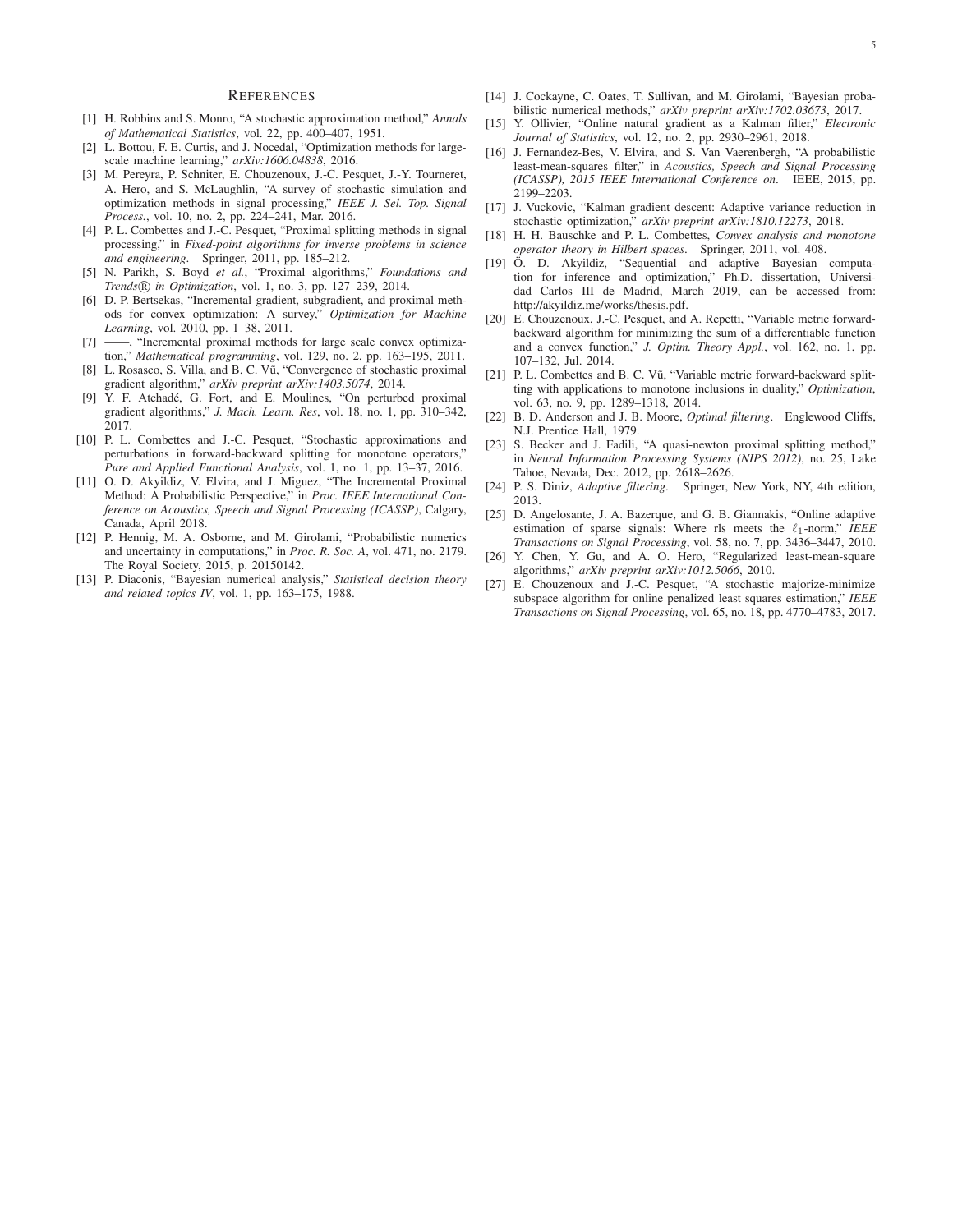## References

[1] H. Robbins and S. Monro, "A stochastic approximation method," *Annals of Mathematical Statistics*, vol. 22, pp. 400–407, 1951.

[2] L. Bottou, F. E. Curtis, and J. Nocedal, "Optimization methods for large-scale machine learning," *arXiv:1606.04838*, 2016.

[3] M. Pereyra, P. Schniter, E. Chouzenoux, J.-C. Pesquet, J.-Y. Tourneret, A. Hero, and S. McLaughlin, "A survey of stochastic simulation and optimization methods in signal processing," *IEEE J. Sel. Top. Signal Process.*, vol. 10, no. 2, pp. 224–241, Mar. 2016.

[4] P. L. Combettes and J.-C. Pesquet, "Proximal splitting methods in signal processing," in *Fixed-point algorithms for inverse problems in science and engineering*. Springer, 2011, pp. 185–212.

[5] N. Parikh, S. Boyd *et al.*, "Proximal algorithms," *Foundations and Trends® in Optimization*, vol. 1, no. 3, pp. 127–239, 2014.

[6] D. P. Bertsekas, "Incremental gradient, subgradient, and proximal methods for convex optimization: A survey," *Optimization for Machine Learning*, vol. 2010, pp. 1–38, 2011.

[7] ——, "Incremental proximal methods for large scale convex optimization," *Mathematical programming*, vol. 129, no. 2, pp. 163–195, 2011.

[8] L. Rosasco, S. Villa, and B. C. Vũ, "Convergence of stochastic proximal gradient algorithm," *arXiv preprint arXiv:1403.5074*, 2014.

[9] Y. F. Atchadé, G. Fort, and E. Moulines, "On perturbed proximal gradient algorithms," *J. Mach. Learn. Res*, vol. 18, no. 1, pp. 310–342, 2017.

[10] P. L. Combettes and J.-C. Pesquet, "Stochastic approximations and perturbations in forward-backward splitting for monotone operators," *Pure and Applied Functional Analysis*, vol. 1, no. 1, pp. 13–37, 2016.

[11] O. D. Akyildiz, V. Elvira, and J. Miguez, "The Incremental Proximal Method: A Probabilistic Perspective," in *Proc. IEEE International Conference on Acoustics, Speech and Signal Processing (ICASSP)*, Calgary, Canada, April 2018.

[12] P. Hennig, M. A. Osborne, and M. Girolami, "Probabilistic numerics and uncertainty in computations," in *Proc. R. Soc. A*, vol. 471, no. 2179. The Royal Society, 2015, p. 20150142.

[13] P. Diaconis, "Bayesian numerical analysis," *Statistical decision theory and related topics IV*, vol. 1, pp. 163–175, 1988.

[14] J. Cockayne, C. Oates, T. Sullivan, and M. Girolami, "Bayesian probabilistic numerical methods," *arXiv preprint arXiv:1702.03673*, 2017.

[15] Y. Ollivier, "Online natural gradient as a Kalman filter," *Electronic Journal of Statistics*, vol. 12, no. 2, pp. 2930–2961, 2018.

[16] J. Fernandez-Bes, V. Elvira, and S. Van Vaerenbergh, "A probabilistic least-mean-squares filter," in *Acoustics, Speech and Signal Processing (ICASSP), 2015 IEEE International Conference on*. IEEE, 2015, pp. 2199–2203.

[17] J. Vuckovic, "Kalman gradient descent: Adaptive variance reduction in stochastic optimization," *arXiv preprint arXiv:1810.12273*, 2018.

[18] H. H. Bauschke and P. L. Combettes, *Convex analysis and monotone operator theory in Hilbert spaces*. Springer, 2011, vol. 408.

[19] Ö. D. Akyildiz, "Sequential and adaptive Bayesian computation for inference and optimization," Ph.D. dissertation, Universidad Carlos III de Madrid, March 2019, can be accessed from: http://akyildiz.me/works/thesis.pdf.

[20] E. Chouzenoux, J.-C. Pesquet, and A. Repetti, "Variable metric forward-backward algorithm for minimizing the sum of a differentiable function and a convex function," *J. Optim. Theory Appl.*, vol. 162, no. 1, pp. 107–132, Jul. 2014.

[21] P. L. Combettes and B. C. Vũ, "Variable metric forward-backward splitting with applications to monotone inclusions in duality," *Optimization*, vol. 63, no. 9, pp. 1289–1318, 2014.

[22] B. D. Anderson and J. B. Moore, *Optimal filtering*. Englewood Cliffs, N.J. Prentice Hall, 1979.

[23] S. Becker and J. Fadili, "A quasi-newton proximal splitting method," in *Neural Information Processing Systems (NIPS 2012)*, no. 25, Lake Tahoe, Nevada, Dec. 2012, pp. 2618–2626.

[24] P. S. Diniz, *Adaptive filtering*. Springer, New York, NY, 4th edition, 2013.

[25] D. Angelosante, J. A. Bazerque, and G. B. Giannakis, "Online adaptive estimation of sparse signals: Where rls meets the $\ell_1$-norm," *IEEE Transactions on Signal Processing*, vol. 58, no. 7, pp. 3436–3447, 2010.

[26] Y. Chen, Y. Gu, and A. O. Hero, "Regularized least-mean-square algorithms," *arXiv preprint arXiv:1012.5066*, 2010.

[27] E. Chouzenoux and J.-C. Pesquet, "A stochastic majorize-minimize subspace algorithm for online penalized least squares estimation," *IEEE Transactions on Signal Processing*, vol. 65, no. 18, pp. 4770–4783, 2017.